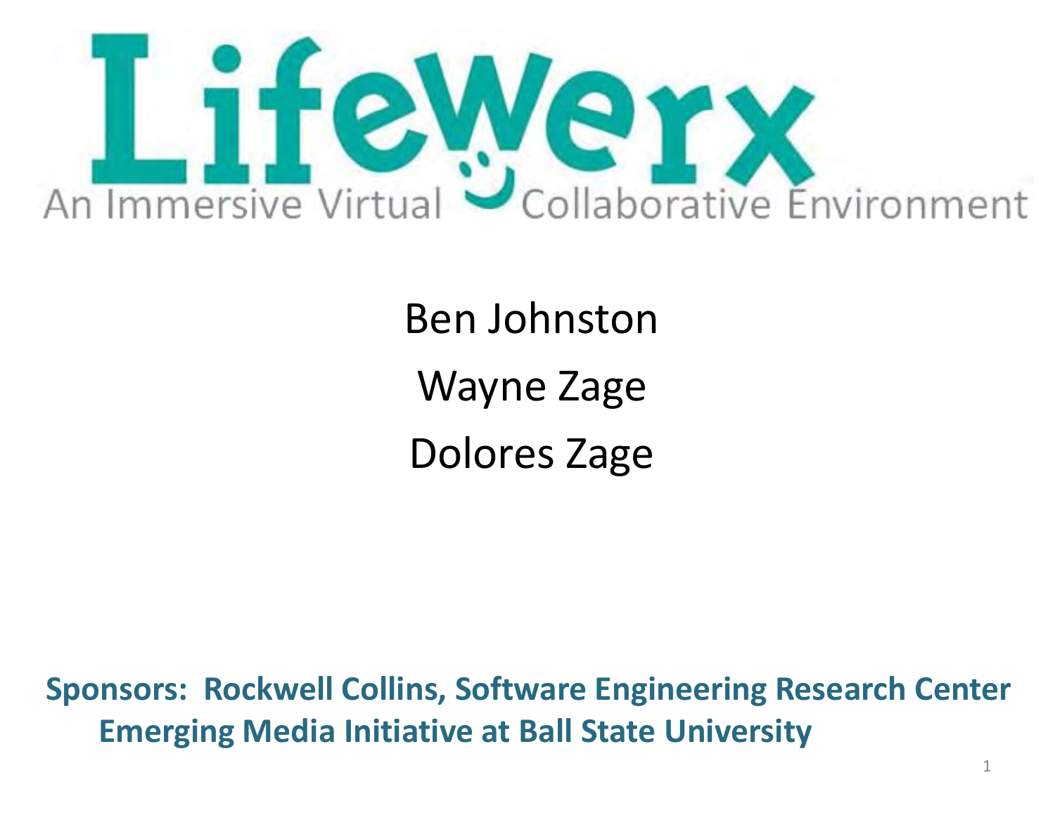# LifeWerx

An Immersive Virtual Collaborative Environment

Ben Johnston

Wayne Zage

Dolores Zage

**Sponsors: Rockwell Collins, Software Engineering Research Center**
**Emerging Media Initiative at Ball State University**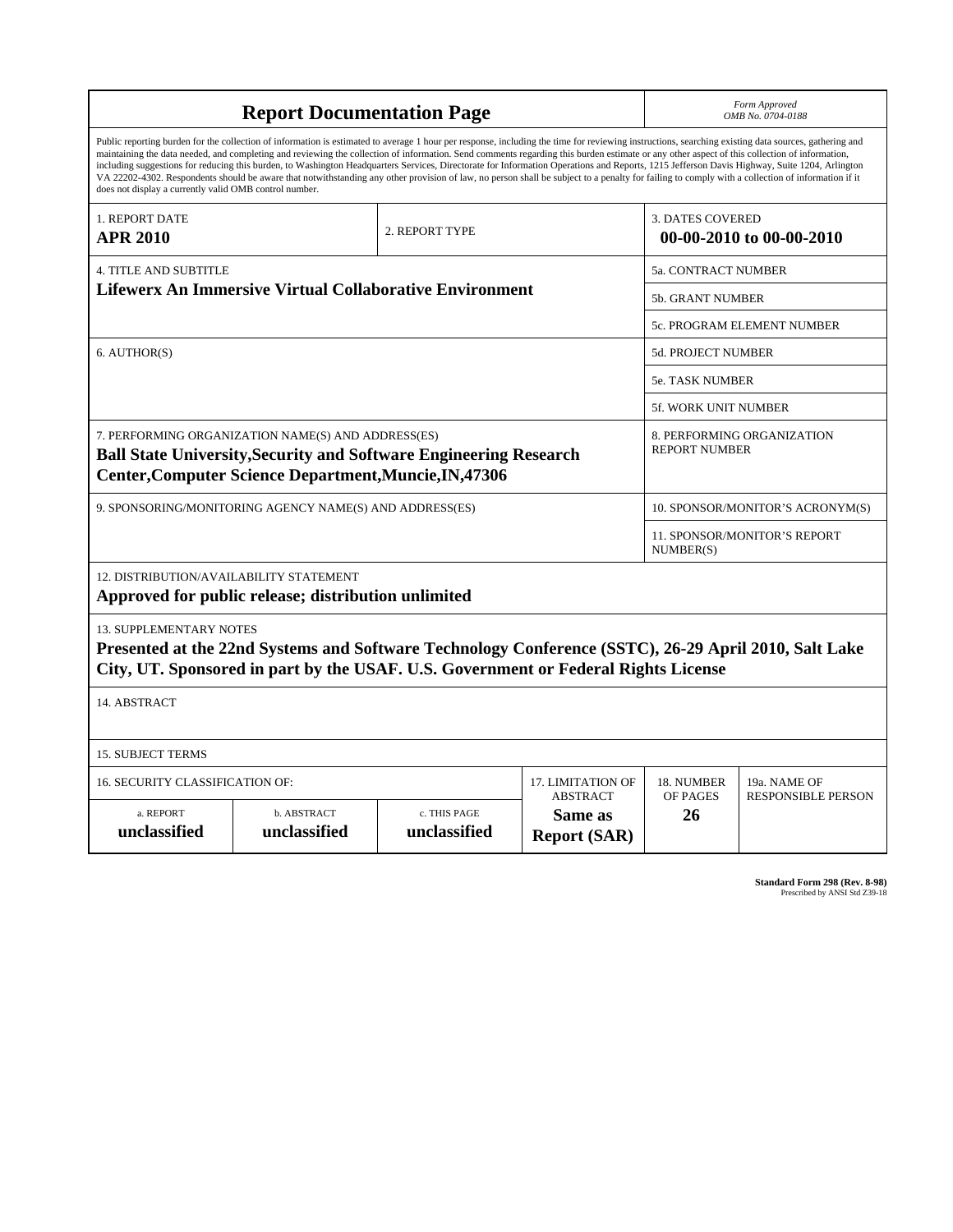# Report Documentation Page

*Form Approved*
*OMB No. 0704-0188*

Public reporting burden for the collection of information is estimated to average 1 hour per response, including the time for reviewing instructions, searching existing data sources, gathering and maintaining the data needed, and completing and reviewing the collection of information. Send comments regarding this burden estimate or any other aspect of this collection of information, including suggestions for reducing this burden, to Washington Headquarters Services, Directorate for Information Operations and Reports, 1215 Jefferson Davis Highway, Suite 1204, Arlington VA 22202-4302. Respondents should be aware that notwithstanding any other provision of law, no person shall be subject to a penalty for failing to comply with a collection of information if it does not display a currently valid OMB control number.

| 1. REPORT DATE | 2. REPORT TYPE | 3. DATES COVERED |
|---|---|---|
| **APR 2010** | | **00-00-2010 to 00-00-2010** |

| 4. TITLE AND SUBTITLE | |
|---|---|
| **Lifewerx An Immersive Virtual Collaborative Environment** | 5a. CONTRACT NUMBER |
| | 5b. GRANT NUMBER |
| | 5c. PROGRAM ELEMENT NUMBER |
| 6. AUTHOR(S) | 5d. PROJECT NUMBER |
| | 5e. TASK NUMBER |
| | 5f. WORK UNIT NUMBER |
| 7. PERFORMING ORGANIZATION NAME(S) AND ADDRESS(ES) **Ball State University,Security and Software Engineering Research Center,Computer Science Department,Muncie,IN,47306** | 8. PERFORMING ORGANIZATION REPORT NUMBER |
| 9. SPONSORING/MONITORING AGENCY NAME(S) AND ADDRESS(ES) | 10. SPONSOR/MONITOR'S ACRONYM(S) |
| | 11. SPONSOR/MONITOR'S REPORT NUMBER(S) |

12. DISTRIBUTION/AVAILABILITY STATEMENT
**Approved for public release; distribution unlimited**

13. SUPPLEMENTARY NOTES
**Presented at the 22nd Systems and Software Technology Conference (SSTC), 26-29 April 2010, Salt Lake City, UT. Sponsored in part by the USAF. U.S. Government or Federal Rights License**

14. ABSTRACT

15. SUBJECT TERMS

| 16. SECURITY CLASSIFICATION OF: | | | 17. LIMITATION OF ABSTRACT | 18. NUMBER OF PAGES | 19a. NAME OF RESPONSIBLE PERSON |
|---|---|---|---|---|---|
| a. REPORT | b. ABSTRACT | c. THIS PAGE | | | |
| **unclassified** | **unclassified** | **unclassified** | **Same as Report (SAR)** | **26** | |

**Standard Form 298 (Rev. 8-98)**
Prescribed by ANSI Std Z39-18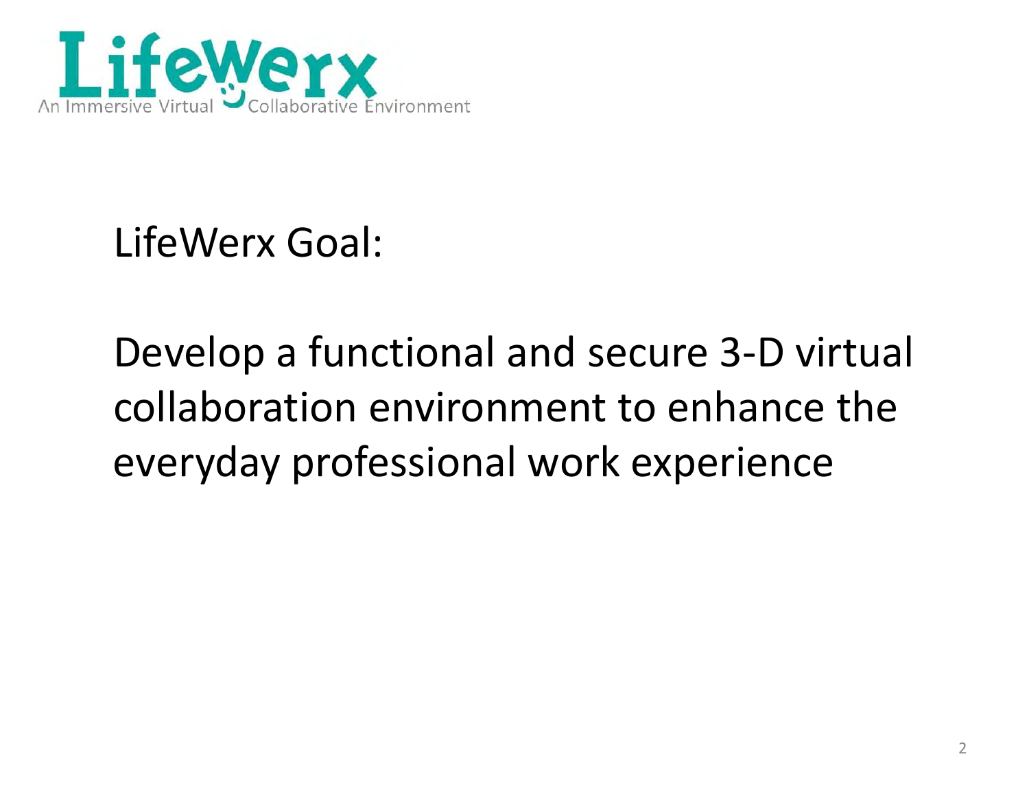LifeWerx
An Immersive Virtual Collaborative Environment

## LifeWerx Goal:

Develop a functional and secure 3-D virtual collaboration environment to enhance the everyday professional work experience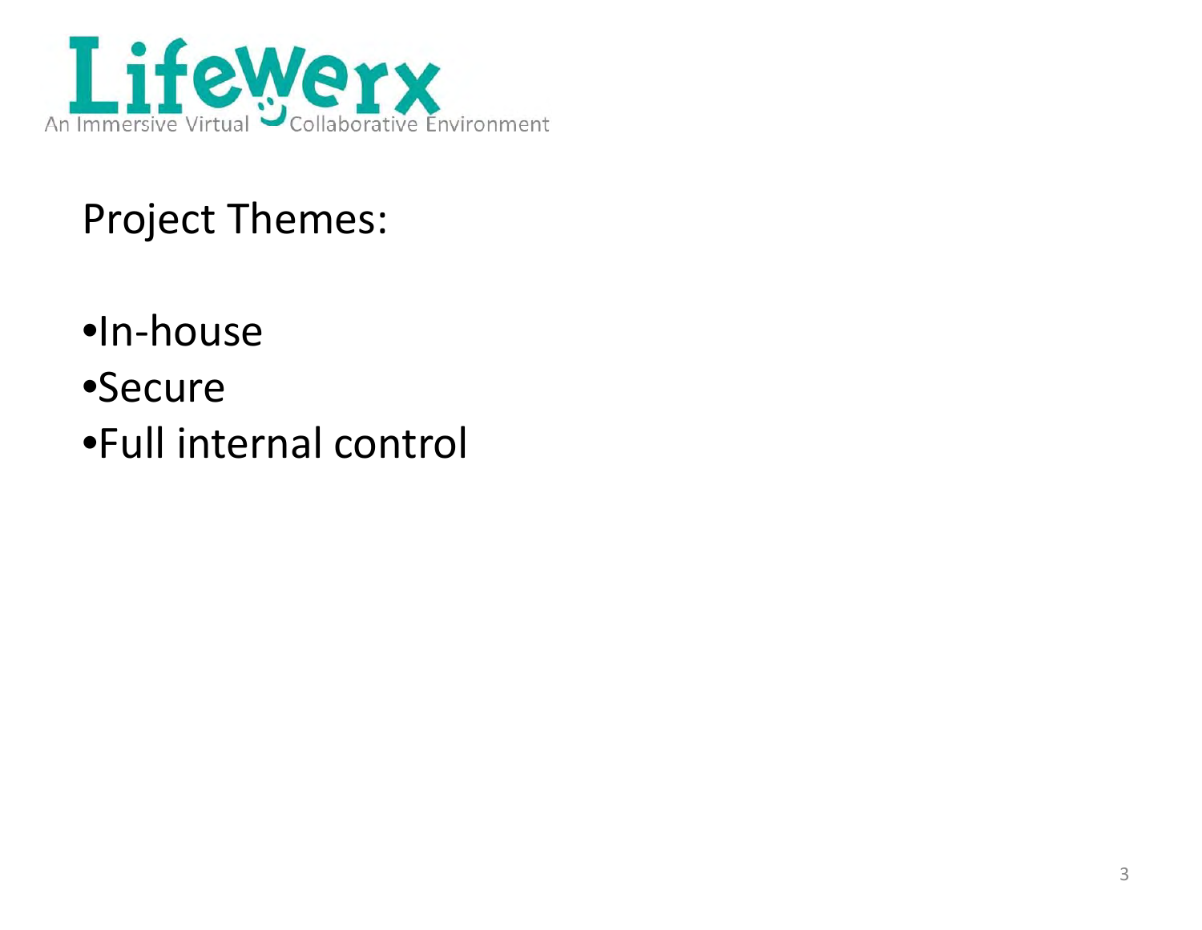LifeWerx

An Immersive Virtual Collaborative Environment

## Project Themes:

- In-house
- Secure
- Full internal control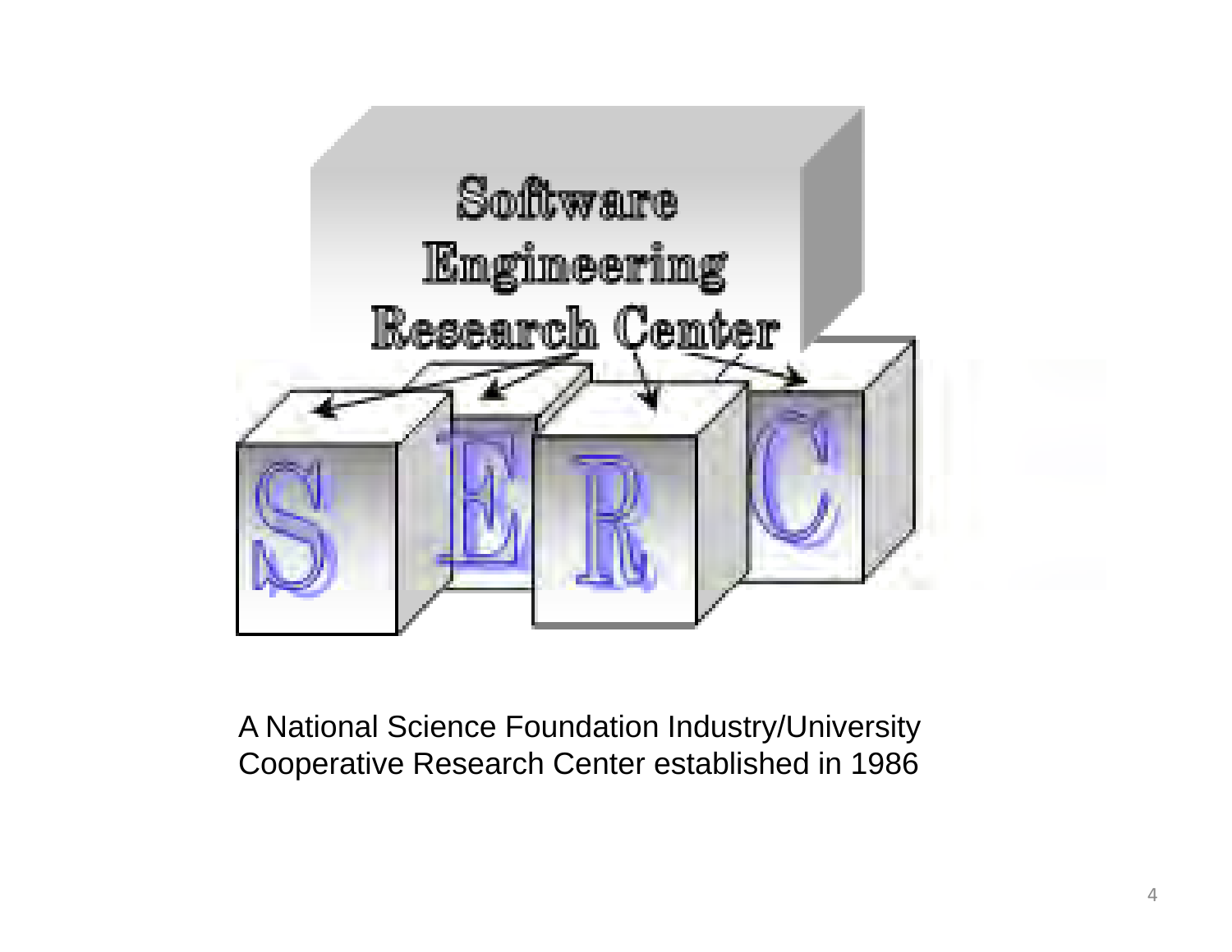Software Engineering Research Center

S E R C

A National Science Foundation Industry/University Cooperative Research Center established in 1986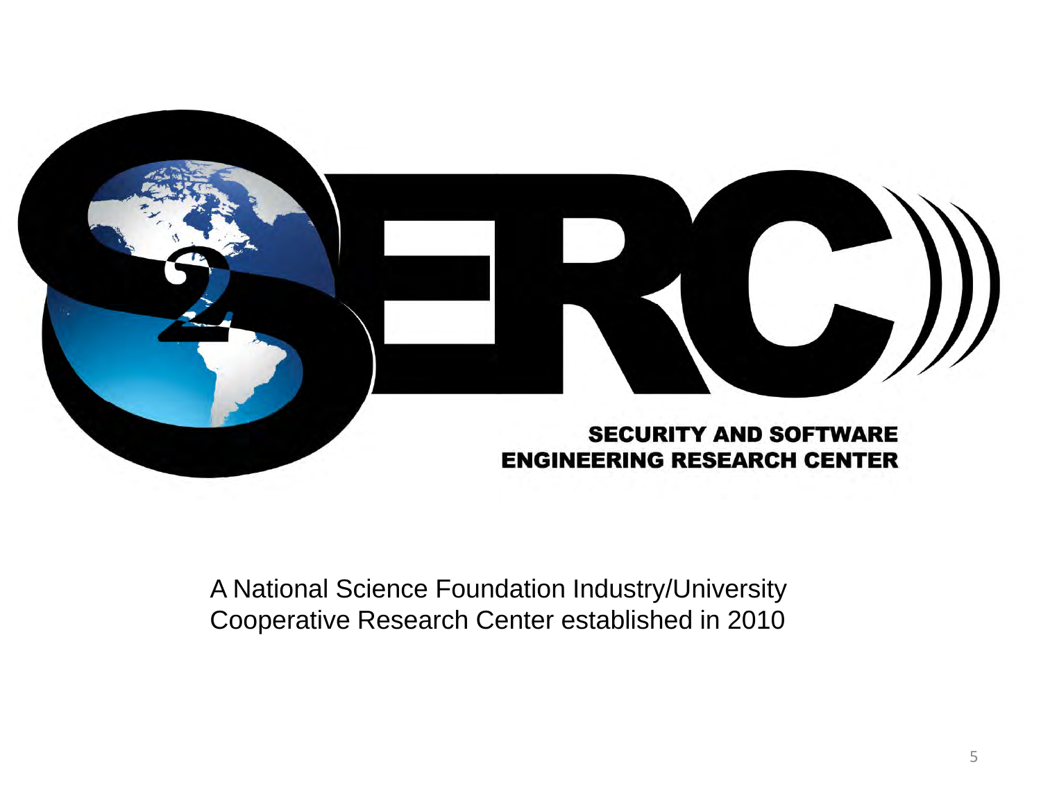S2ERC

**SECURITY AND SOFTWARE ENGINEERING RESEARCH CENTER**

A National Science Foundation Industry/University Cooperative Research Center established in 2010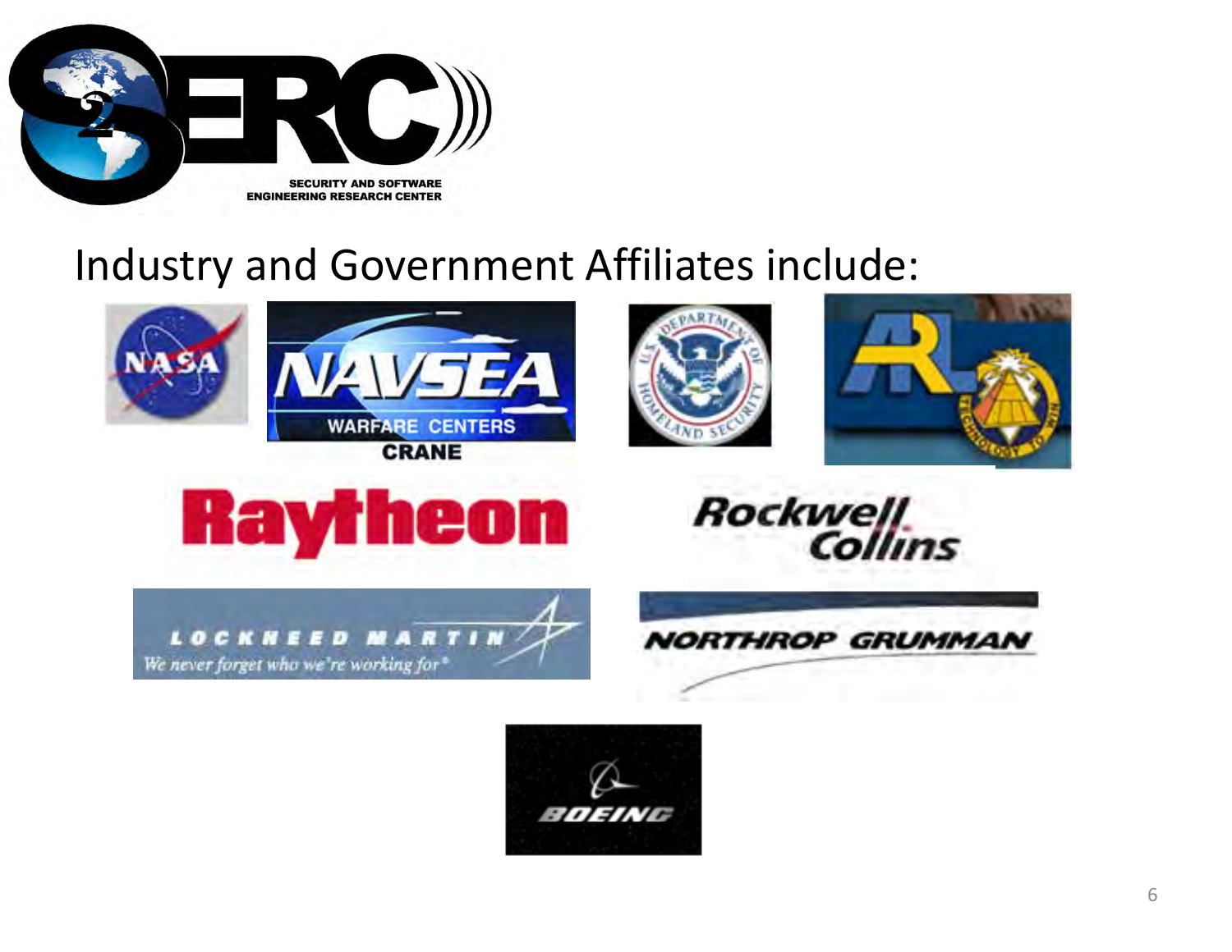SECURITY AND SOFTWARE ENGINEERING RESEARCH CENTER

# Industry and Government Affiliates include:

NASA

NAVSEA WARFARE CENTERS CRANE

U.S. DEPARTMENT OF HOMELAND SECURITY

ARL TECHNOLOGY TO WIN

Raytheon

Rockwell Collins

LOCKHEED MARTIN We never forget who we're working for®

NORTHROP GRUMMAN

BOEING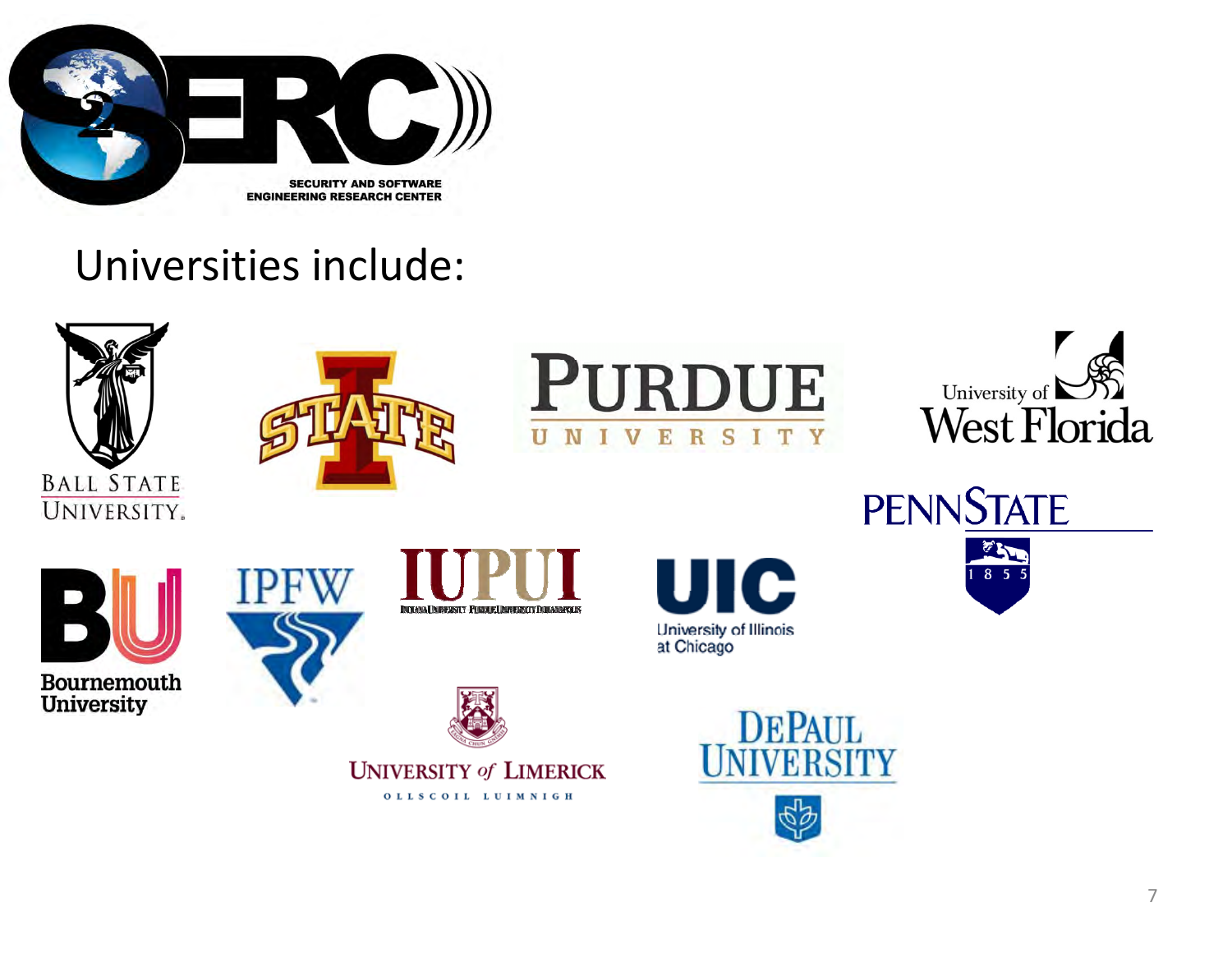S2ERC

SECURITY AND SOFTWARE ENGINEERING RESEARCH CENTER

Universities include:

- Ball State University
- Iowa State
- Purdue University
- University of West Florida
- Penn State
- Bournemouth University
- IPFW
- IUPUI
- UIC University of Illinois at Chicago
- University of Limerick
- DePaul University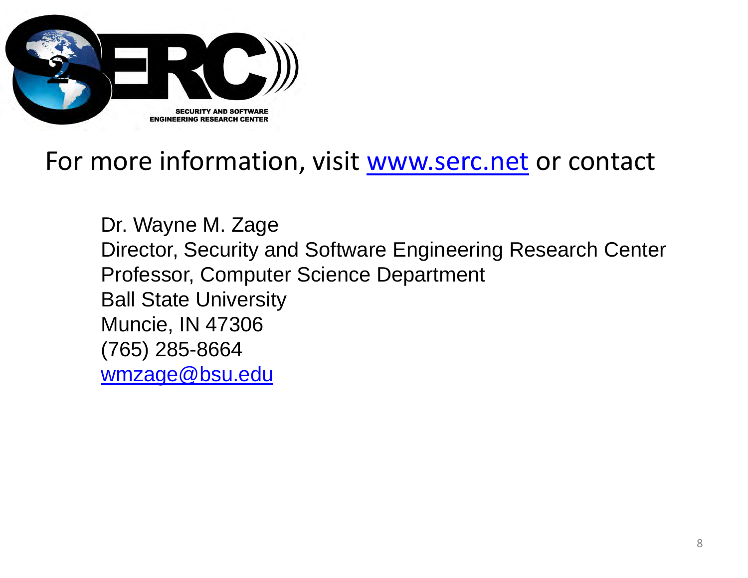SECURITY AND SOFTWARE ENGINEERING RESEARCH CENTER

For more information, visit www.serc.net or contact

Dr. Wayne M. Zage
Director, Security and Software Engineering Research Center
Professor, Computer Science Department
Ball State University
Muncie, IN 47306
(765) 285-8664
wmzage@bsu.edu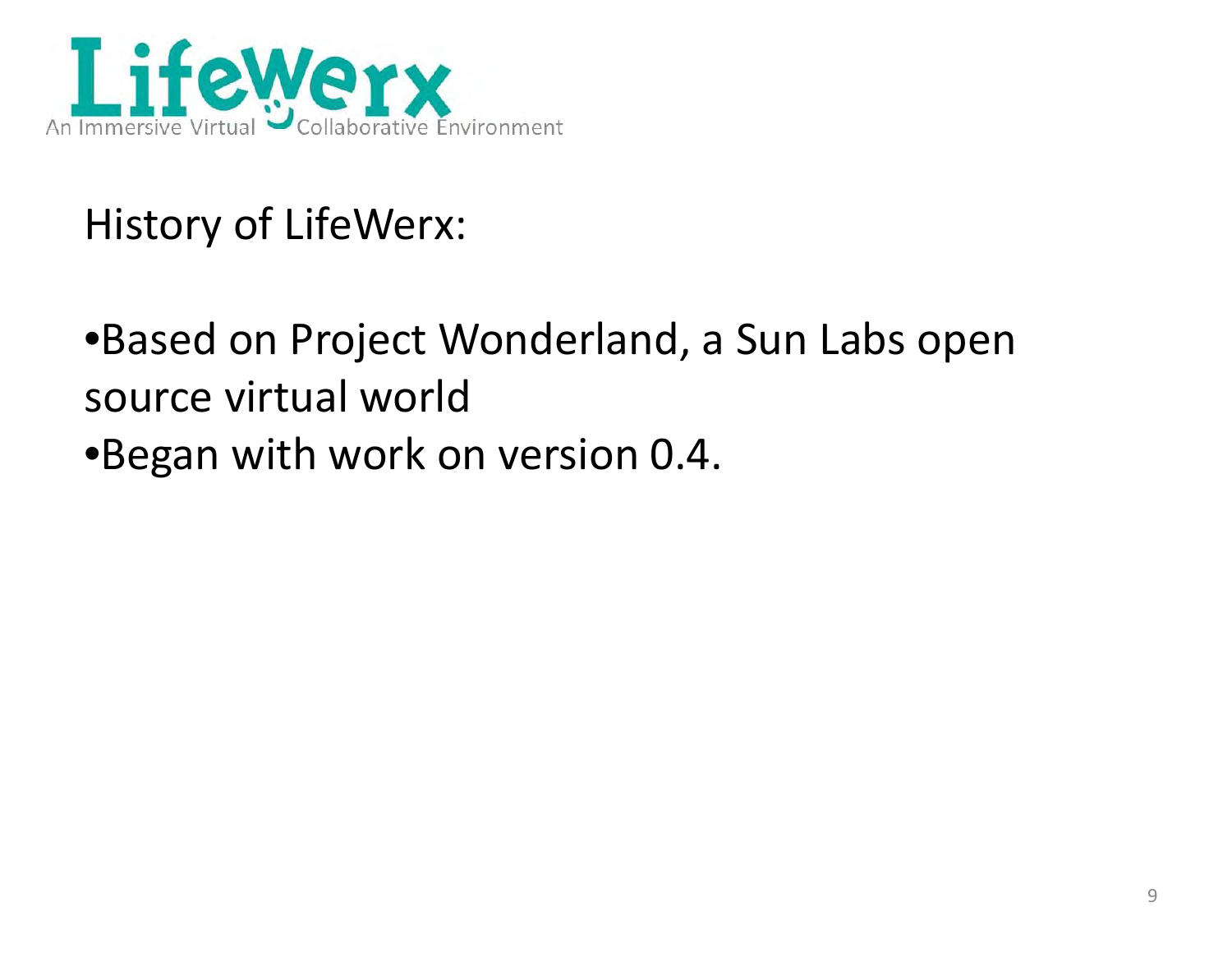LifeWerx

An Immersive Virtual Collaborative Environment

## History of LifeWerx:

- Based on Project Wonderland, a Sun Labs open source virtual world
- Began with work on version 0.4.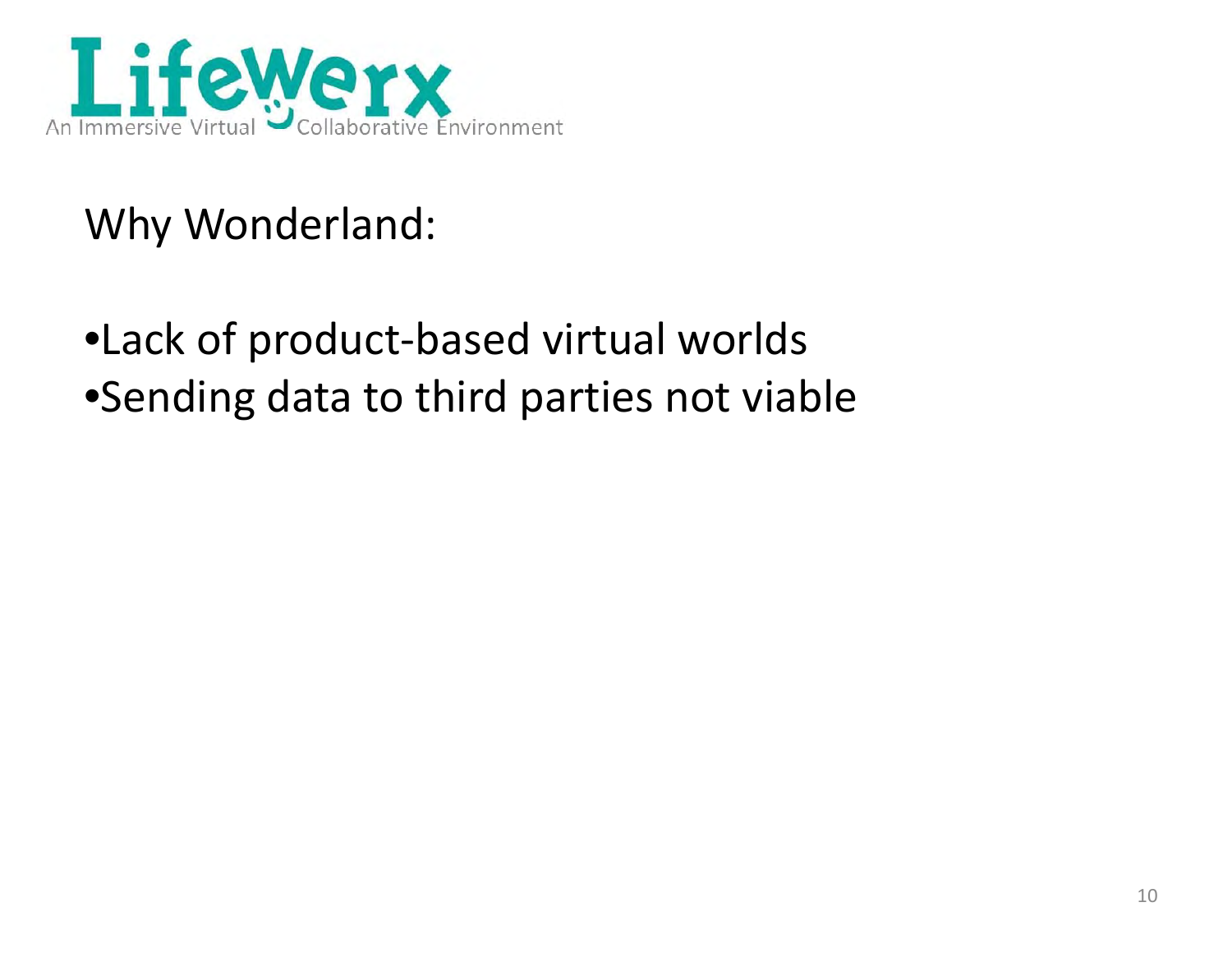LifeWerx

An Immersive Virtual Collaborative Environment

## Why Wonderland:

- Lack of product-based virtual worlds
- Sending data to third parties not viable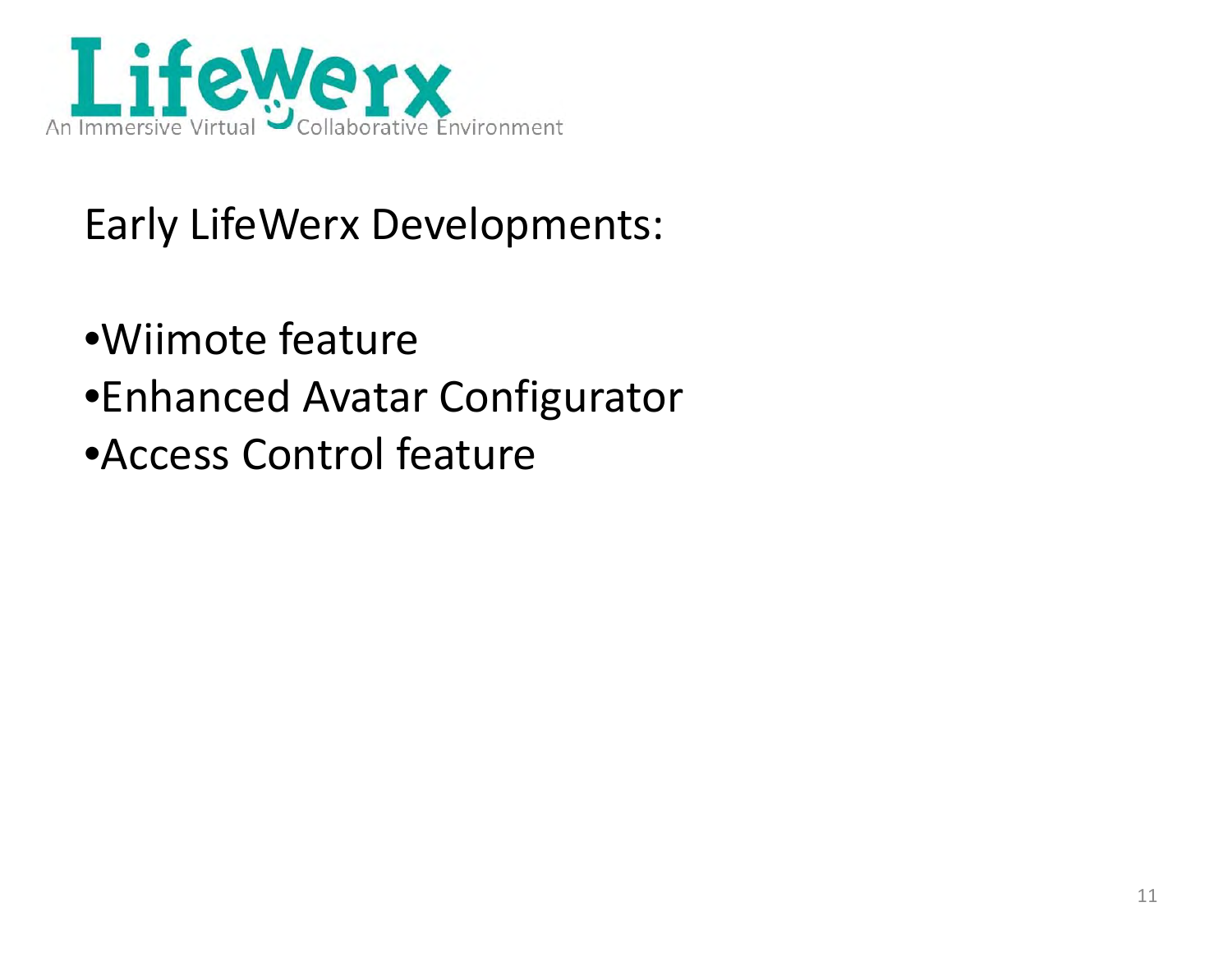LifeWerx

An Immersive Virtual Collaborative Environment

Early LifeWerx Developments:

- Wiimote feature
- Enhanced Avatar Configurator
- Access Control feature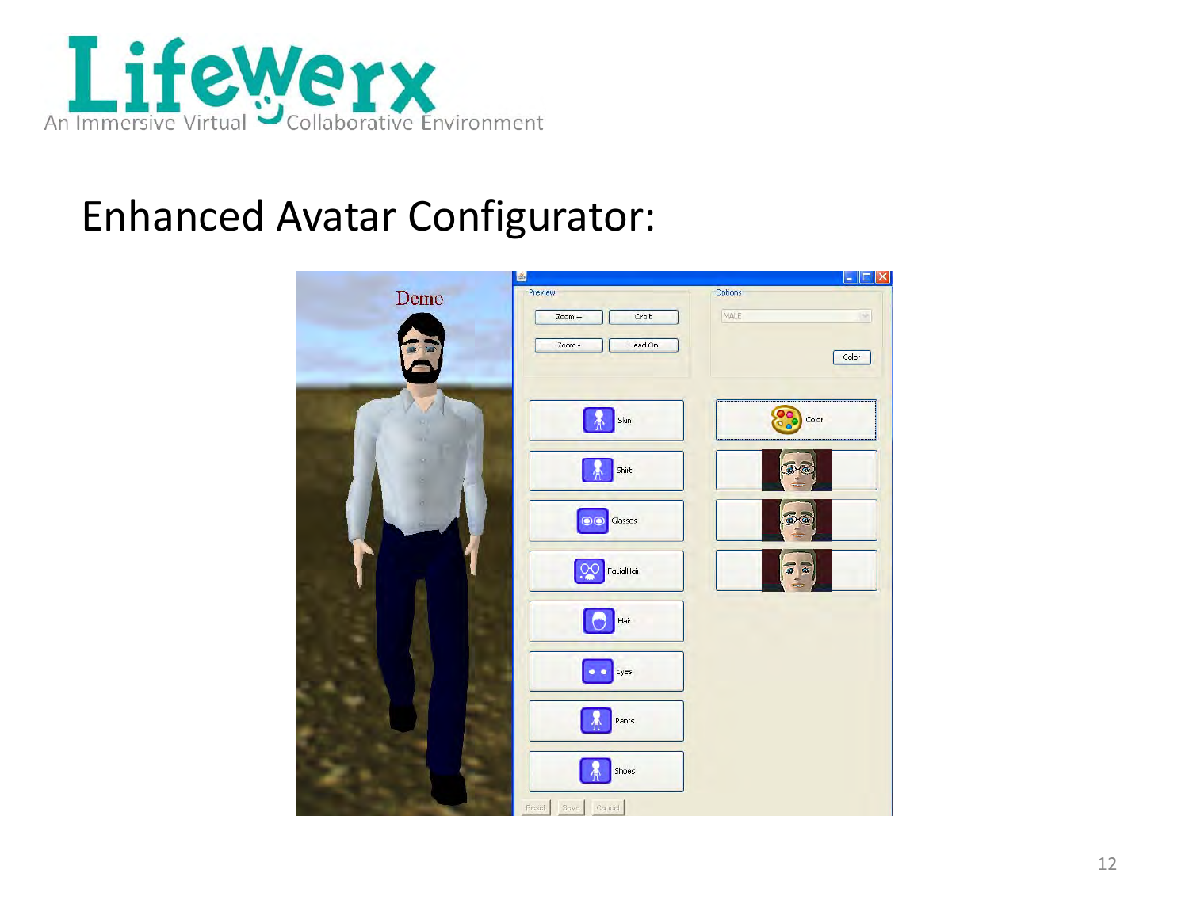LifeWerx

An Immersive Virtual Collaborative Environment

# Enhanced Avatar Configurator: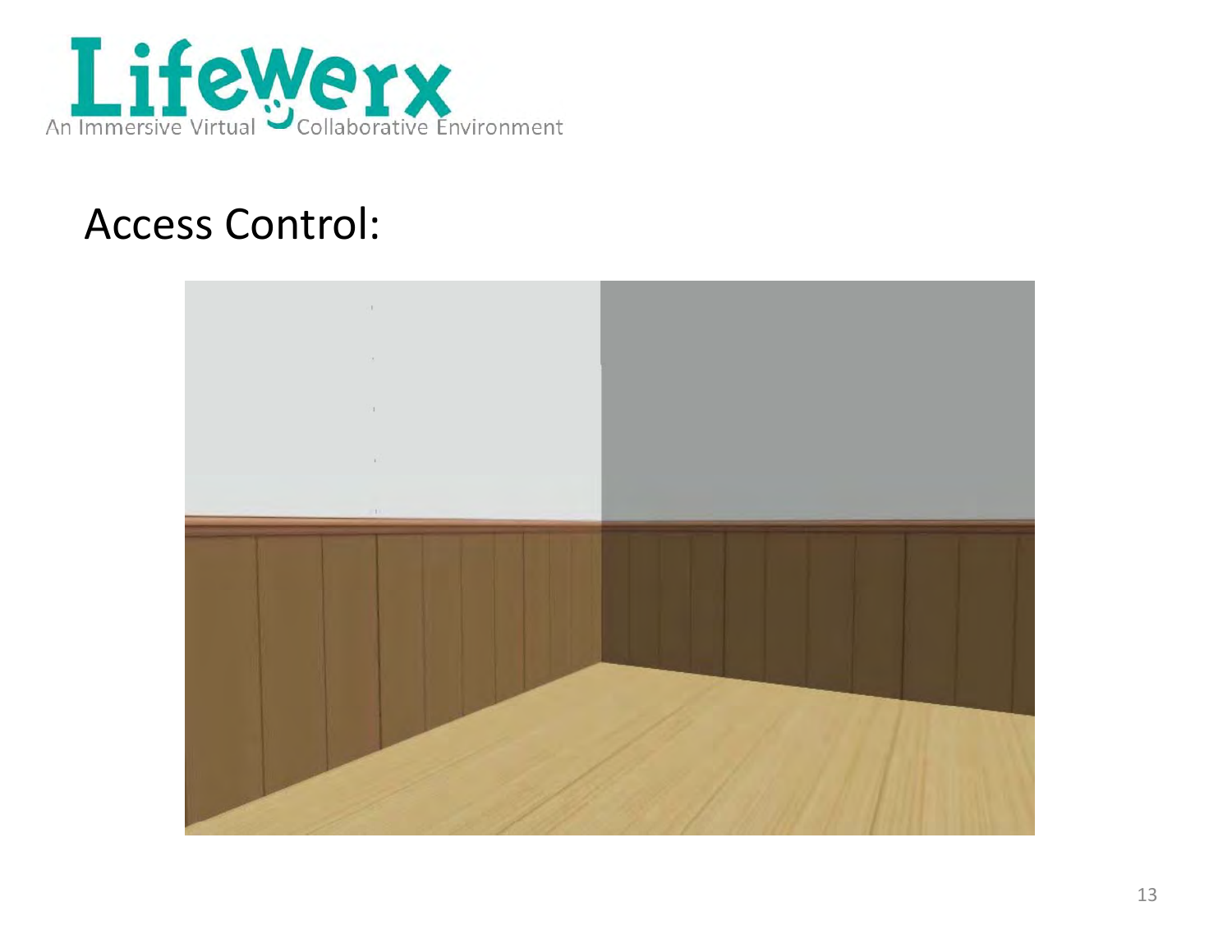# Access Control: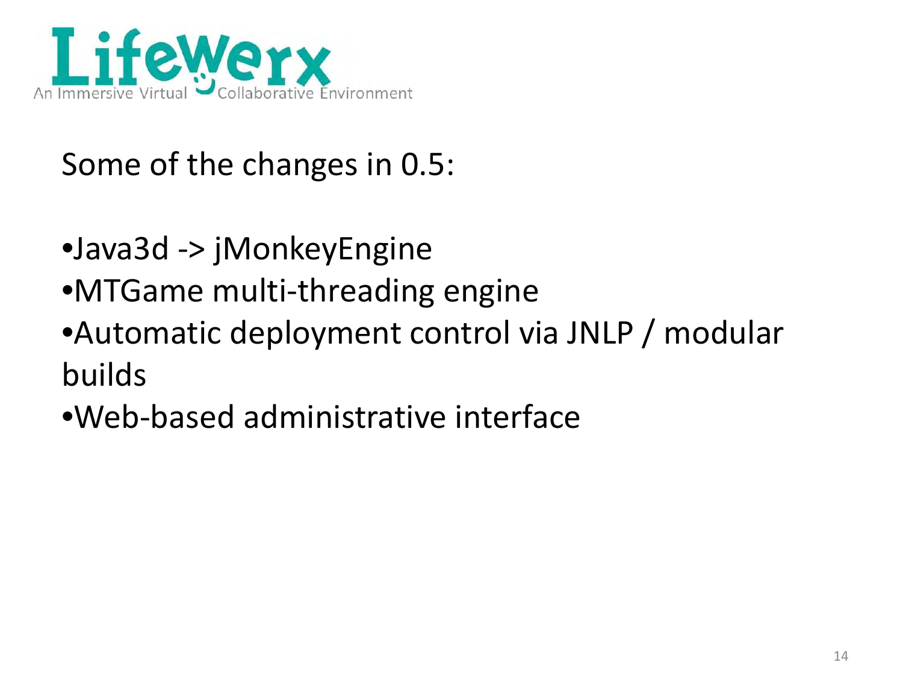LifeWerx

An Immersive Virtual Collaborative Environment

Some of the changes in 0.5:

- Java3d -> jMonkeyEngine
- MTGame multi-threading engine
- Automatic deployment control via JNLP / modular builds
- Web-based administrative interface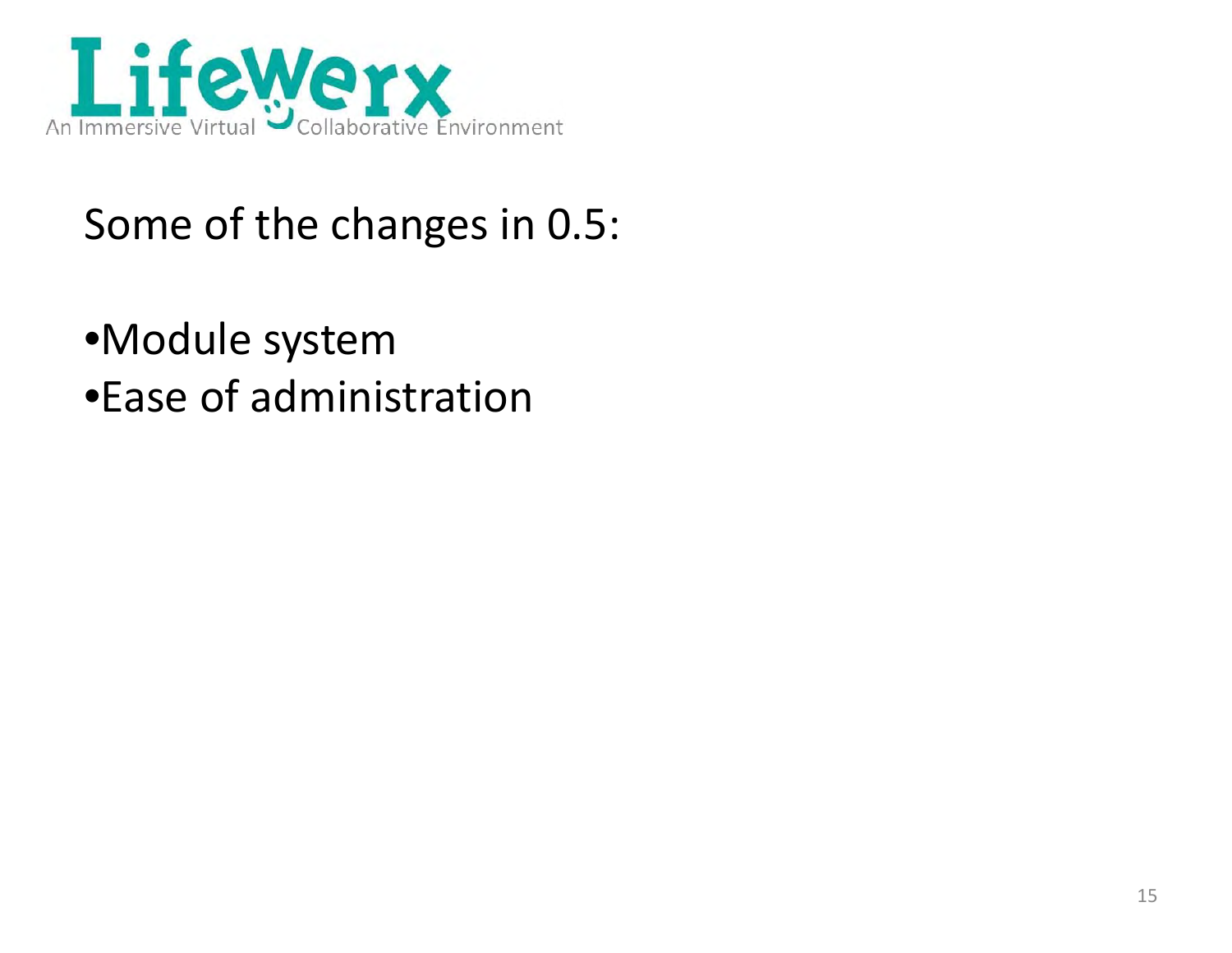LifeWerx

An Immersive Virtual Collaborative Environment

Some of the changes in 0.5:

- Module system
- Ease of administration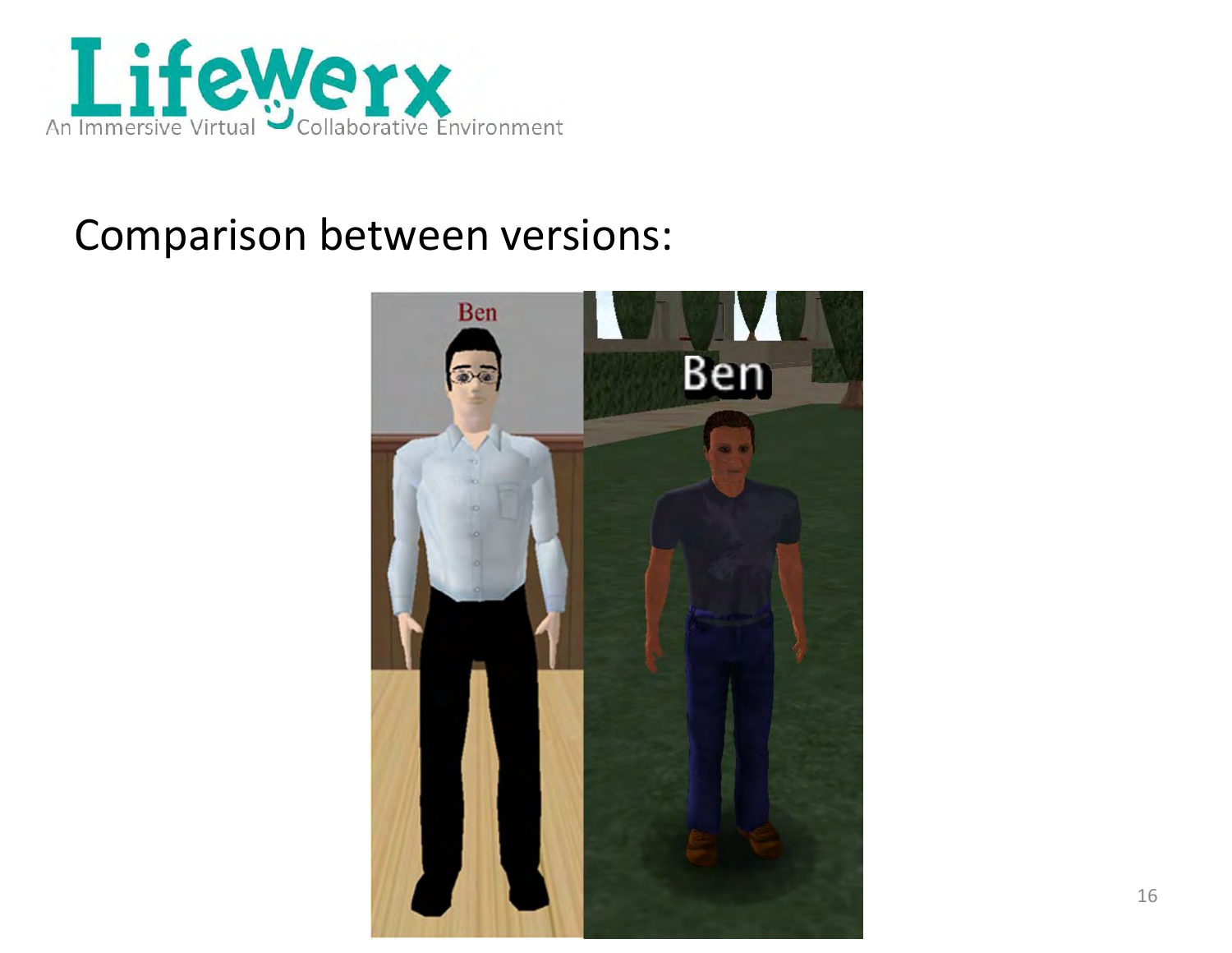LifeWerx

An Immersive Virtual Collaborative Environment

## Comparison between versions: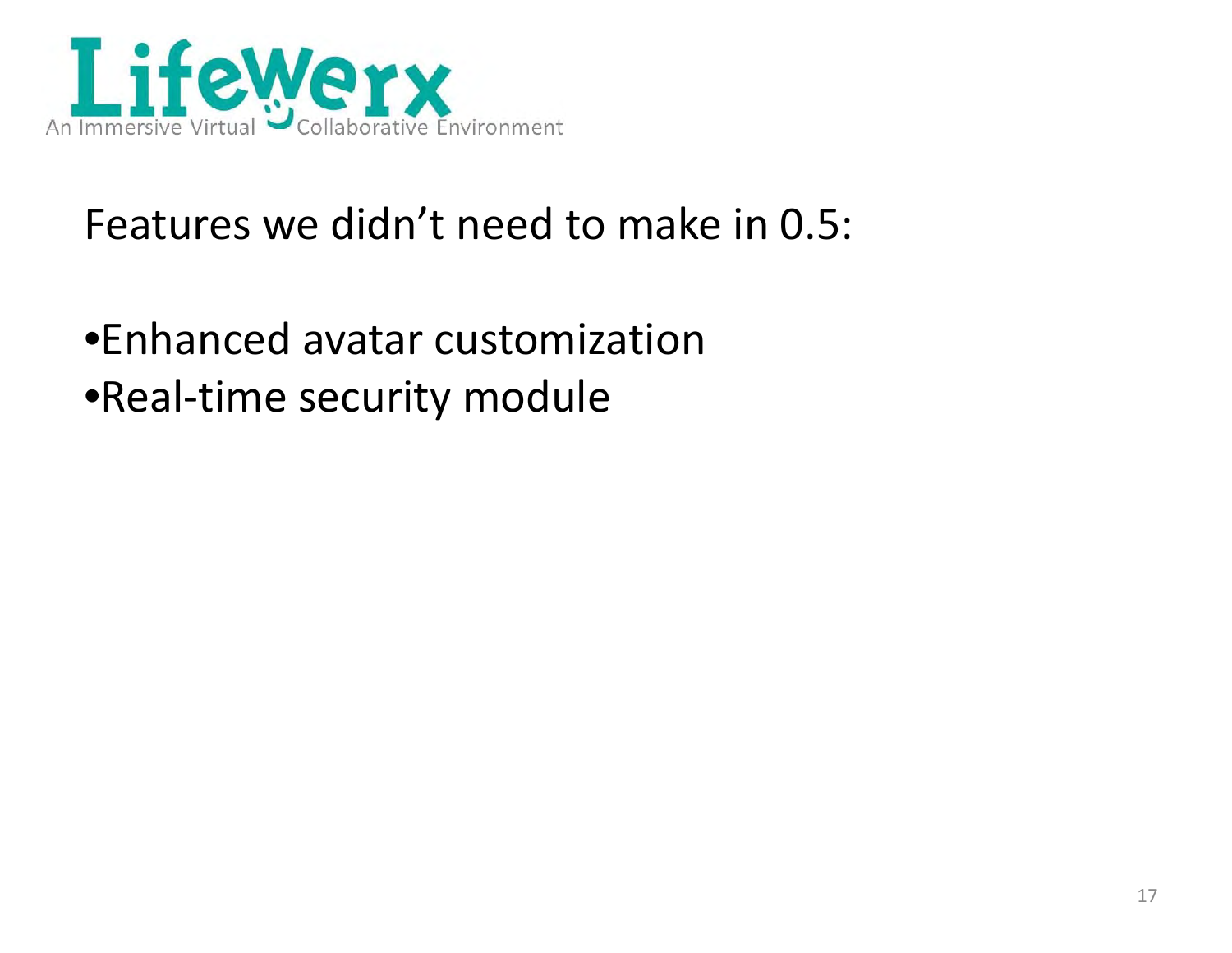LifeWerx

An Immersive Virtual Collaborative Environment

Features we didn't need to make in 0.5:

- Enhanced avatar customization
- Real-time security module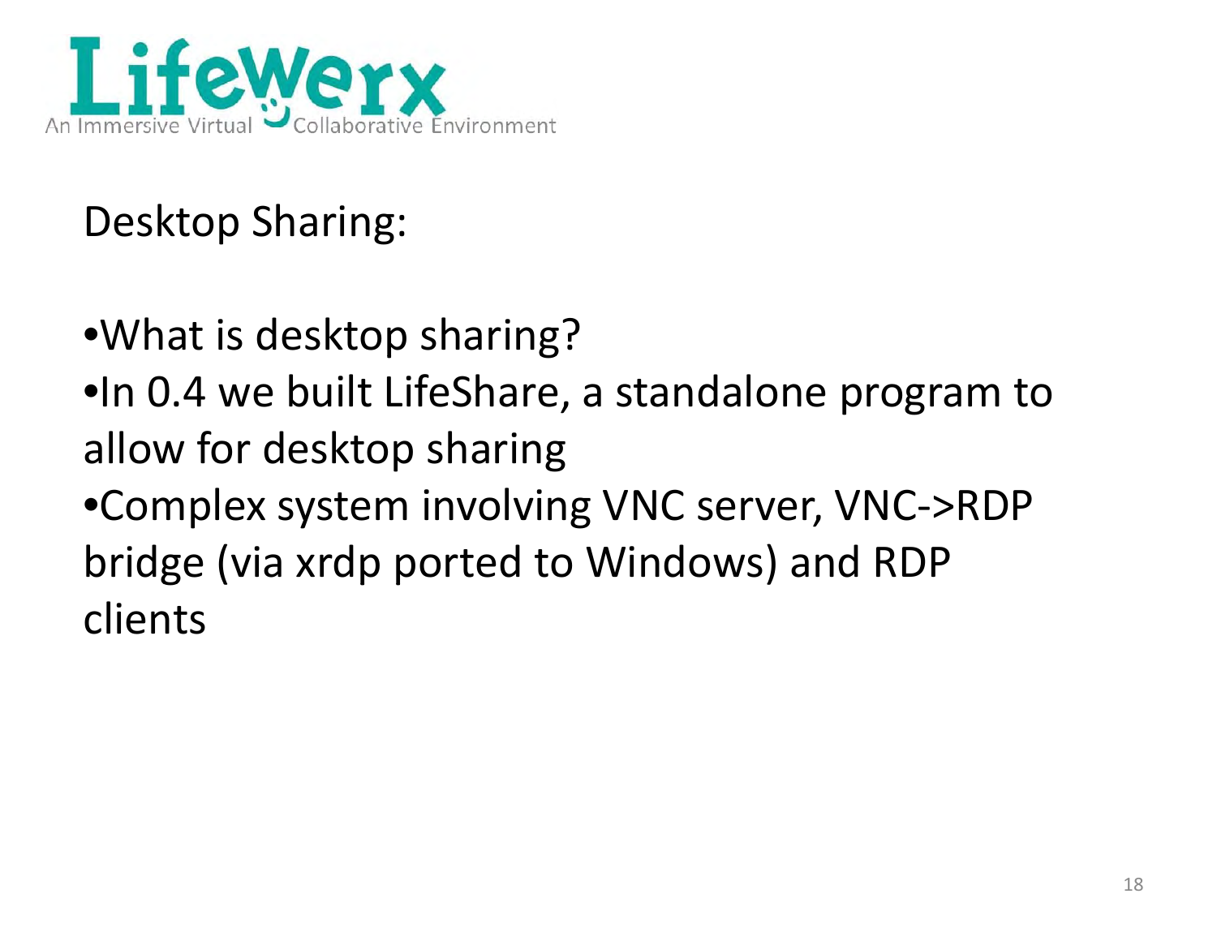LifeWerx

An Immersive Virtual Collaborative Environment

## Desktop Sharing:

- What is desktop sharing?
- In 0.4 we built LifeShare, a standalone program to allow for desktop sharing
- Complex system involving VNC server, VNC->RDP bridge (via xrdp ported to Windows) and RDP clients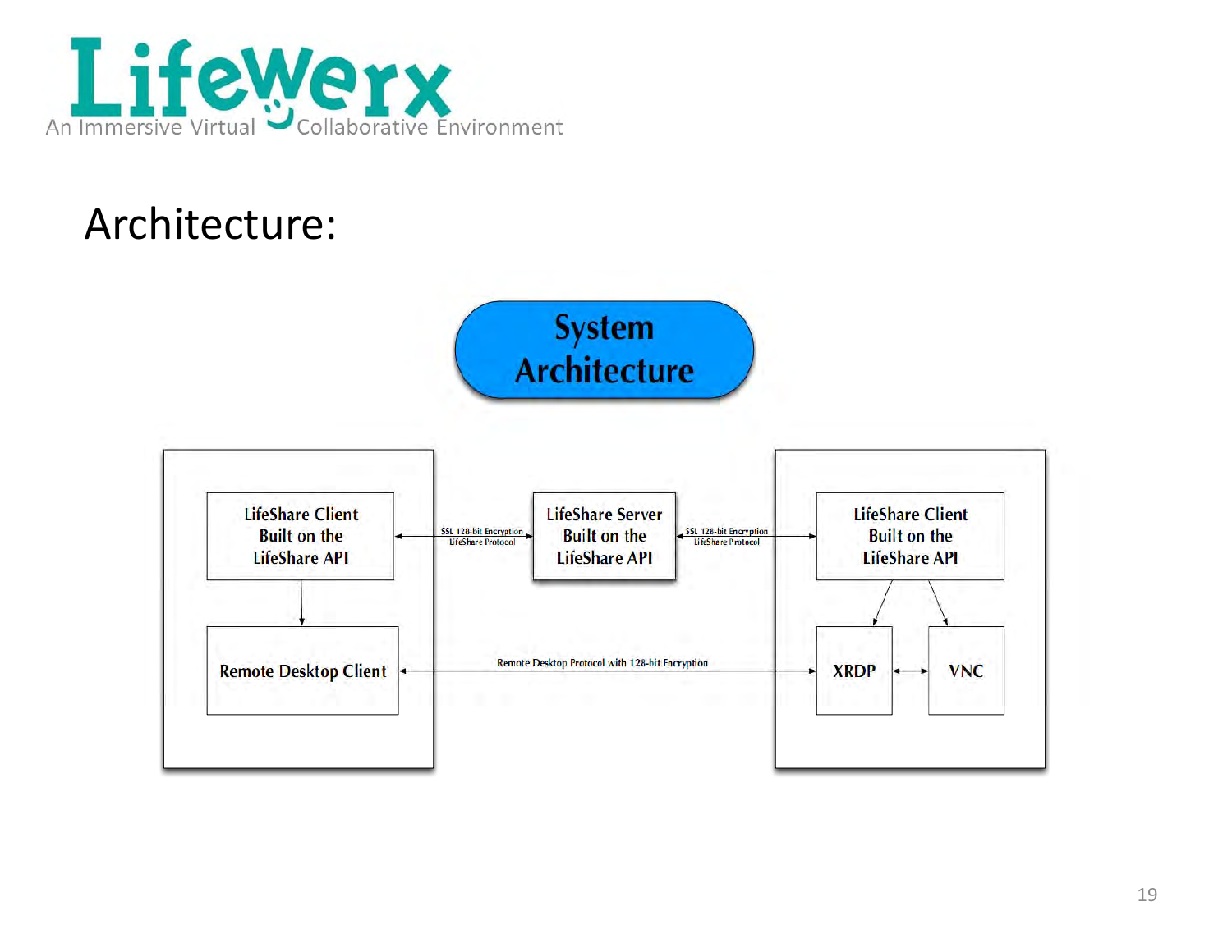# LifeWerx

An Immersive Virtual Collaborative Environment

## Architecture:

**System Architecture**

LifeShare Client Built on the LifeShare API

SSL 128-bit Encryption LifeShare Protocol

LifeShare Server Built on the LifeShare API

SSL 128-bit Encryption LifeShare Protocol

LifeShare Client Built on the LifeShare API

Remote Desktop Client

Remote Desktop Protocol with 128-bit Encryption

XRDP

VNC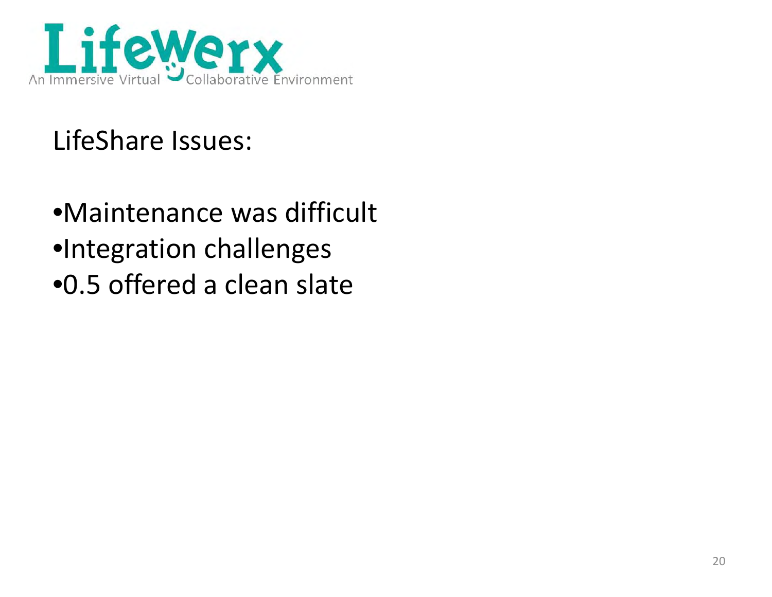LifeWerx

An Immersive Virtual Collaborative Environment

## LifeShare Issues:

- Maintenance was difficult
- Integration challenges
- 0.5 offered a clean slate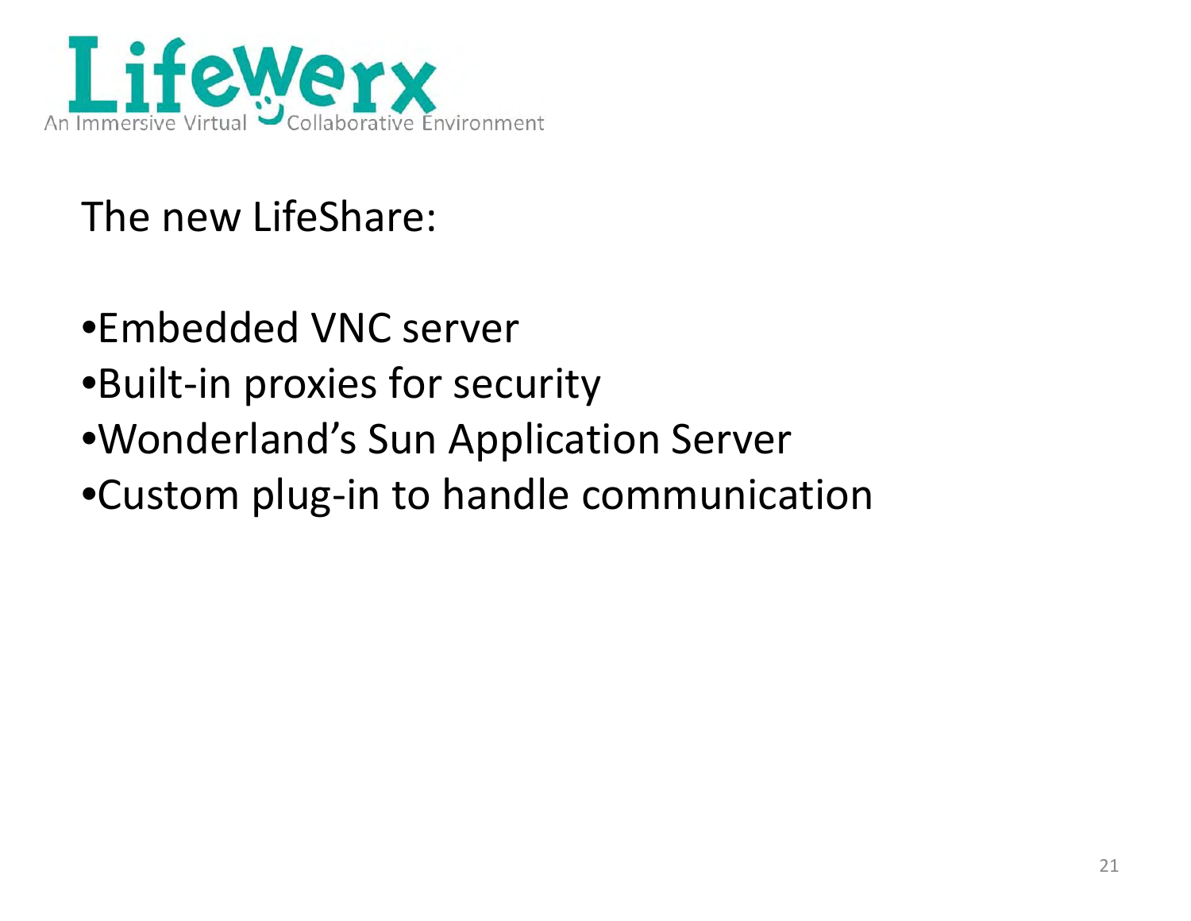LifeWerx

An Immersive Virtual Collaborative Environment

The new LifeShare:

- Embedded VNC server
- Built-in proxies for security
- Wonderland’s Sun Application Server
- Custom plug-in to handle communication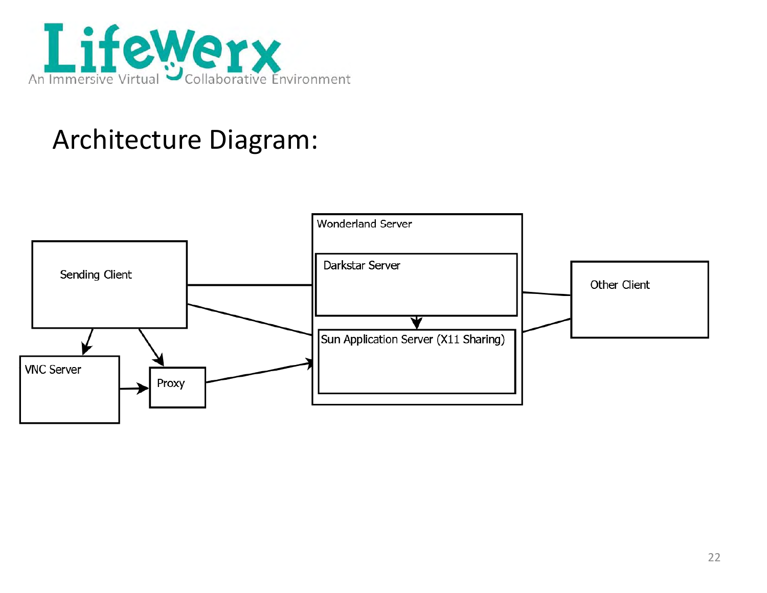# Architecture Diagram:

Wonderland Server

Darkstar Server

Sun Application Server (X11 Sharing)

Sending Client

Other Client

VNC Server

Proxy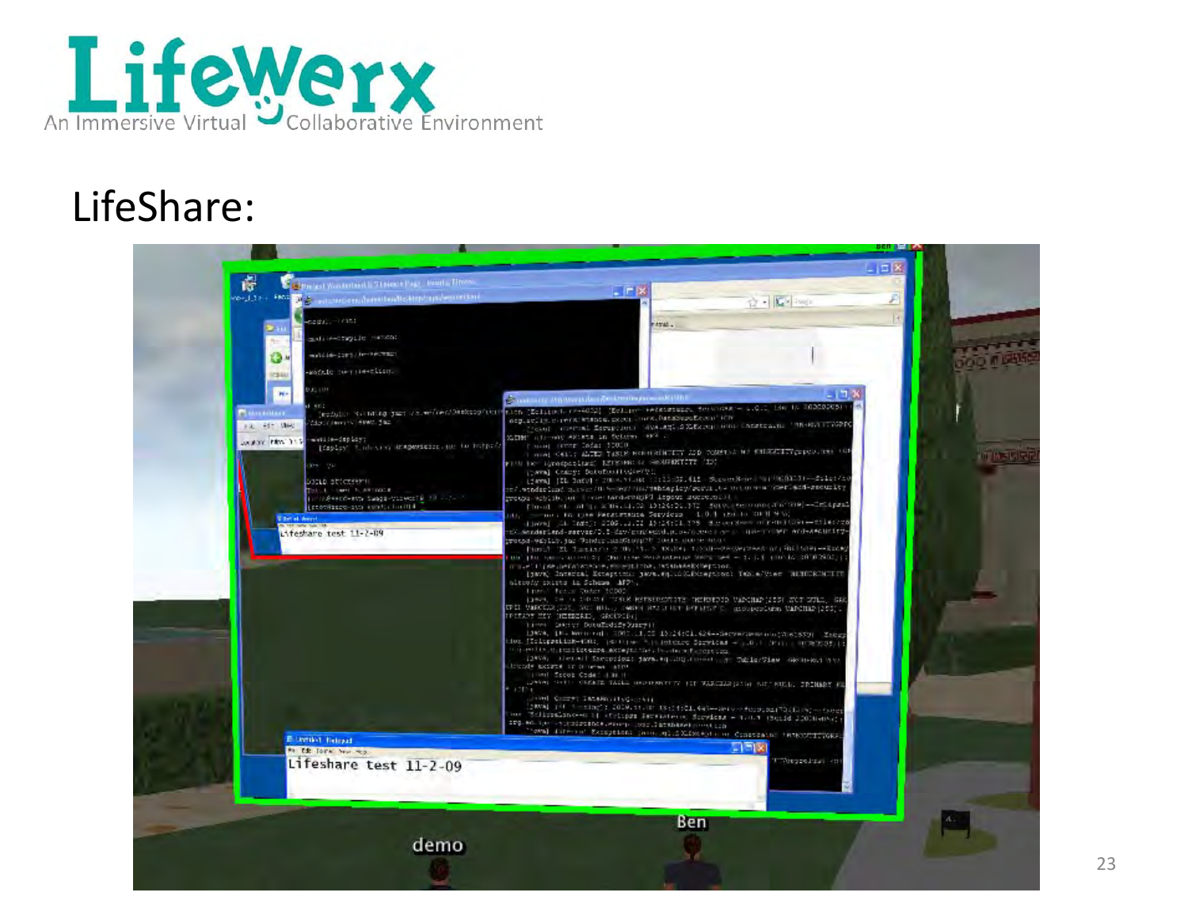# LifeWerx

An Immersive Virtual Collaborative Environment

## LifeShare: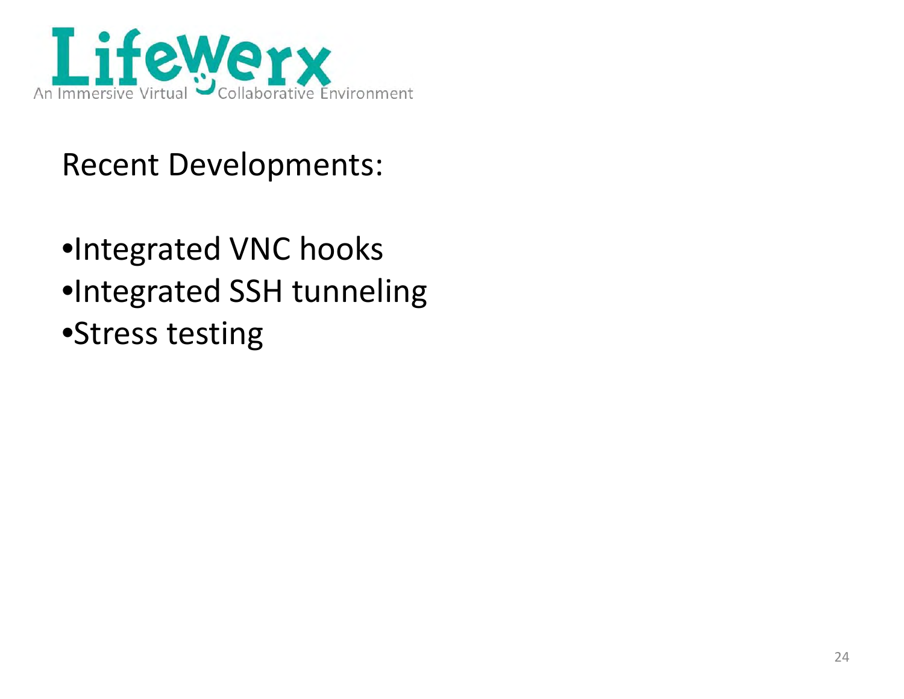# LifeWerx

An Immersive Virtual Collaborative Environment

## Recent Developments:

- Integrated VNC hooks
- Integrated SSH tunneling
- Stress testing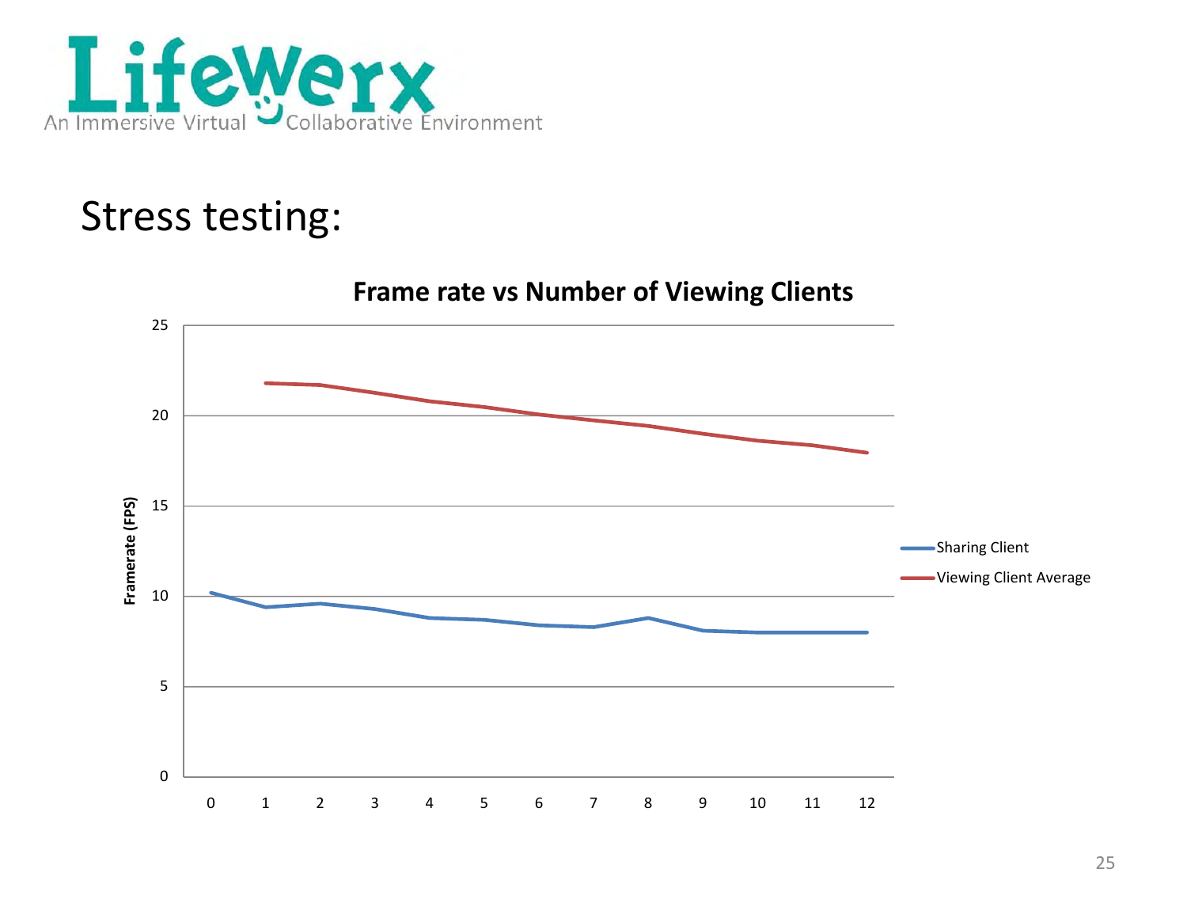LifeWerx

An Immersive Virtual Collaborative Environment

# Stress testing:

**Frame rate vs Number of Viewing Clients**

Framerate (FPS)

25
20
15
10
5
0

0 1 2 3 4 5 6 7 8 9 10 11 12

Sharing Client

Viewing Client Average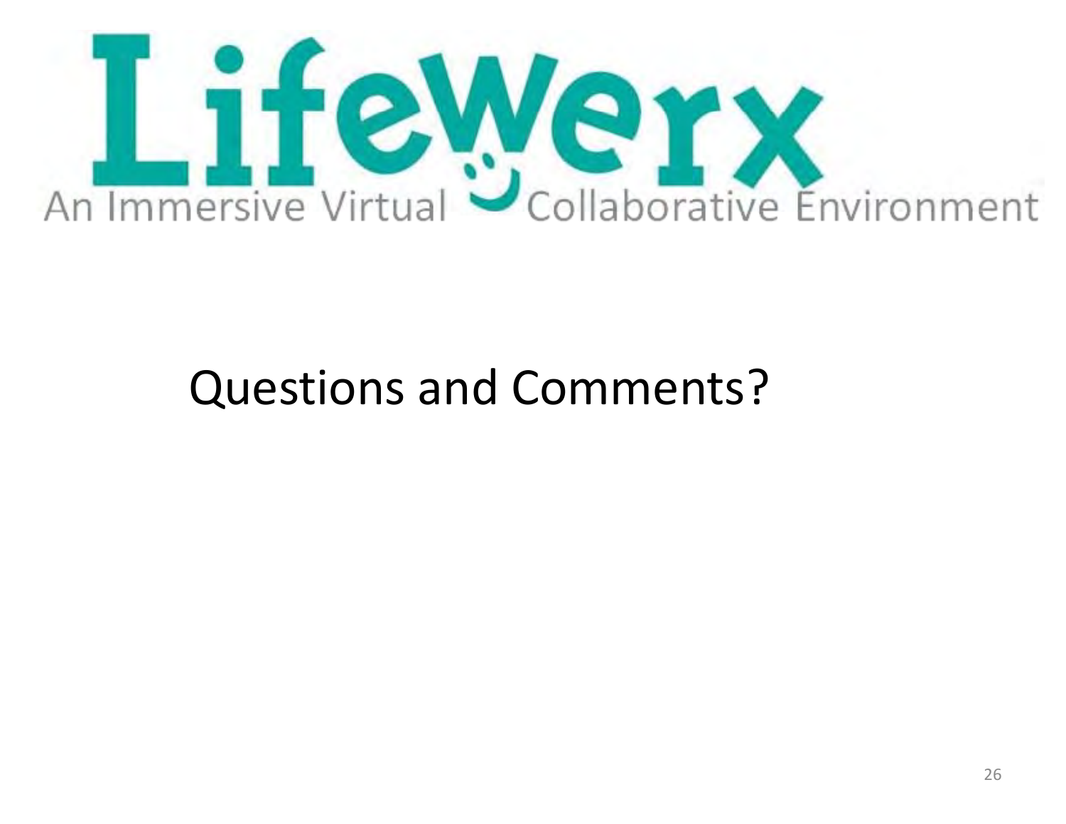# Lifewerx

An Immersive Virtual Collaborative Environment

## Questions and Comments?